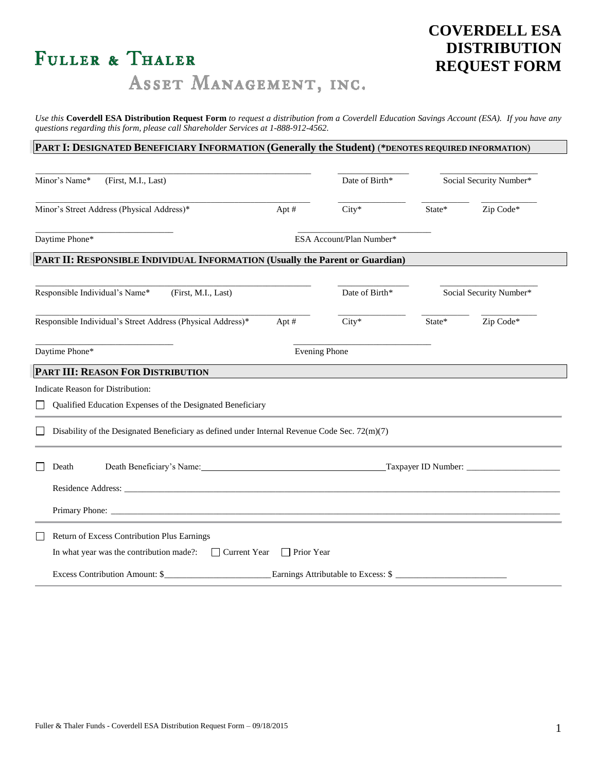# COVERDELL ESA DISTRIBUTION REQUEST FORM

**FULLER & THALER**
ASSET MANAGEMENT, INC.

*Use this* **Coverdell ESA Distribution Request Form** *to request a distribution from a Coverdell Education Savings Account (ESA). If you have any questions regarding this form, please call Shareholder Services at 1-888-912-4562.*

## PART I: DESIGNATED BENEFICIARY INFORMATION (Generally the Student) (*DENOTES REQUIRED INFORMATION)

Minor's Name* (First, M.I., Last) ______________________  Date of Birth* ____________  Social Security Number* ____________

Minor's Street Address (Physical Address)* ______________________  Apt # ______  City* ____________  State* ______  Zip Code* ______

Daytime Phone* ____________  ESA Account/Plan Number* ____________

## PART II: RESPONSIBLE INDIVIDUAL INFORMATION (Usually the Parent or Guardian)

Responsible Individual's Name* (First, M.I., Last) ______________________  Date of Birth* ____________  Social Security Number* ____________

Responsible Individual's Street Address (Physical Address)* ______________________  Apt # ______  City* ____________  State* ______  Zip Code* ______

Daytime Phone* ____________  Evening Phone ____________

## PART III: REASON FOR DISTRIBUTION

Indicate Reason for Distribution:

☐ Qualified Education Expenses of the Designated Beneficiary

☐ Disability of the Designated Beneficiary as defined under Internal Revenue Code Sec. 72(m)(7)

☐ Death  Death Beneficiary's Name: ______________________ Taxpayer ID Number: ____________

Residence Address: ______________________________________________

Primary Phone: ______________________________________________

☐ Return of Excess Contribution Plus Earnings

In what year was the contribution made?: ☐ Current Year ☐ Prior Year

Excess Contribution Amount: $____________ Earnings Attributable to Excess: $ ____________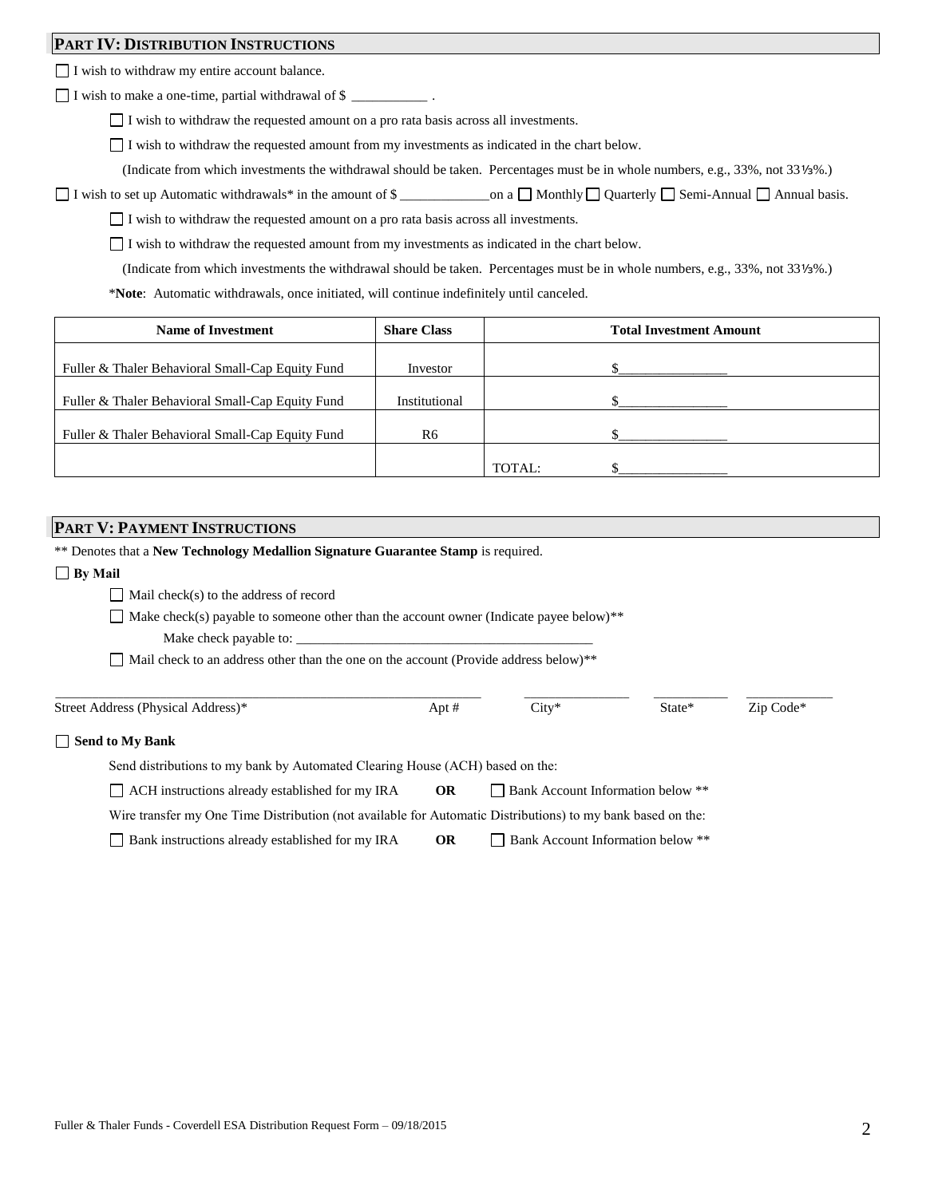## PART IV: DISTRIBUTION INSTRUCTIONS

☐ I wish to withdraw my entire account balance.

☐ I wish to make a one-time, partial withdrawal of $ ___________ .

- ☐ I wish to withdraw the requested amount on a pro rata basis across all investments.
- ☐ I wish to withdraw the requested amount from my investments as indicated in the chart below.

  (Indicate from which investments the withdrawal should be taken. Percentages must be in whole numbers, e.g., 33%, not 33⅓%.)

☐ I wish to set up Automatic withdrawals* in the amount of $ _____________on a ☐ Monthly ☐ Quarterly ☐ Semi-Annual ☐ Annual basis.

- ☐ I wish to withdraw the requested amount on a pro rata basis across all investments.
- ☐ I wish to withdraw the requested amount from my investments as indicated in the chart below.

  (Indicate from which investments the withdrawal should be taken. Percentages must be in whole numbers, e.g., 33%, not 33⅓%.)

  ***Note**: Automatic withdrawals, once initiated, will continue indefinitely until canceled.

| Name of Investment | Share Class | Total Investment Amount |
|---|---|---|
| Fuller & Thaler Behavioral Small-Cap Equity Fund | Investor | $________________ |
| Fuller & Thaler Behavioral Small-Cap Equity Fund | Institutional | $________________ |
| Fuller & Thaler Behavioral Small-Cap Equity Fund | R6 | $________________ |
| | | TOTAL: $________________ |

## PART V: PAYMENT INSTRUCTIONS

** Denotes that a **New Technology Medallion Signature Guarantee Stamp** is required.

☐ **By Mail**

- ☐ Mail check(s) to the address of record
- ☐ Make check(s) payable to someone other than the account owner (Indicate payee below)**

  Make check payable to: ____________________________________________
- ☐ Mail check to an address other than the one on the account (Provide address below)**

_______________________________________________ ________ ______________ ___________ ____________
Street Address (Physical Address)* Apt # City* State* Zip Code*

☐ **Send to My Bank**

Send distributions to my bank by Automated Clearing House (ACH) based on the:

☐ ACH instructions already established for my IRA **OR** ☐ Bank Account Information below **

Wire transfer my One Time Distribution (not available for Automatic Distributions) to my bank based on the:

☐ Bank instructions already established for my IRA **OR** ☐ Bank Account Information below **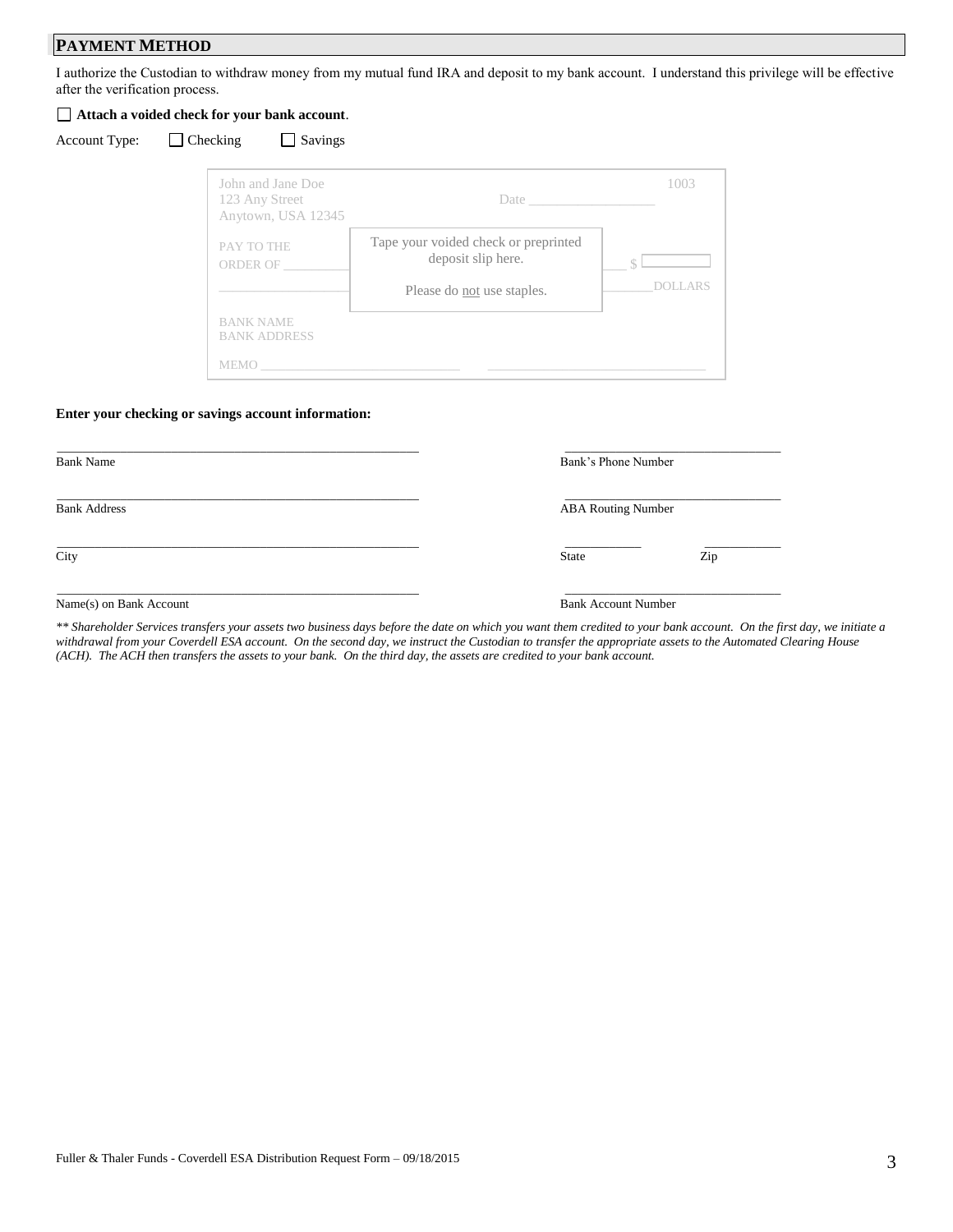## PAYMENT METHOD

I authorize the Custodian to withdraw money from my mutual fund IRA and deposit to my bank account. I understand this privilege will be effective after the verification process.

☐ **Attach a voided check for your bank account**.

Account Type: ☐ Checking ☐ Savings

John and Jane Doe
123 Any Street
Anytown, USA 12345

Date __________________ 1003

PAY TO THE ORDER OF __________ $ ______

Tape your voided check or preprinted deposit slip here.

Please do not use staples.

__________ DOLLARS

BANK NAME
BANK ADDRESS

MEMO __________________

**Enter your checking or savings account information:**

| | |
|---|---|
| Bank Name | Bank's Phone Number |
| Bank Address | ABA Routing Number |
| City | State / Zip |
| Name(s) on Bank Account | Bank Account Number |

*** Shareholder Services transfers your assets two business days before the date on which you want them credited to your bank account. On the first day, we initiate a withdrawal from your Coverdell ESA account. On the second day, we instruct the Custodian to transfer the appropriate assets to the Automated Clearing House (ACH). The ACH then transfers the assets to your bank. On the third day, the assets are credited to your bank account.*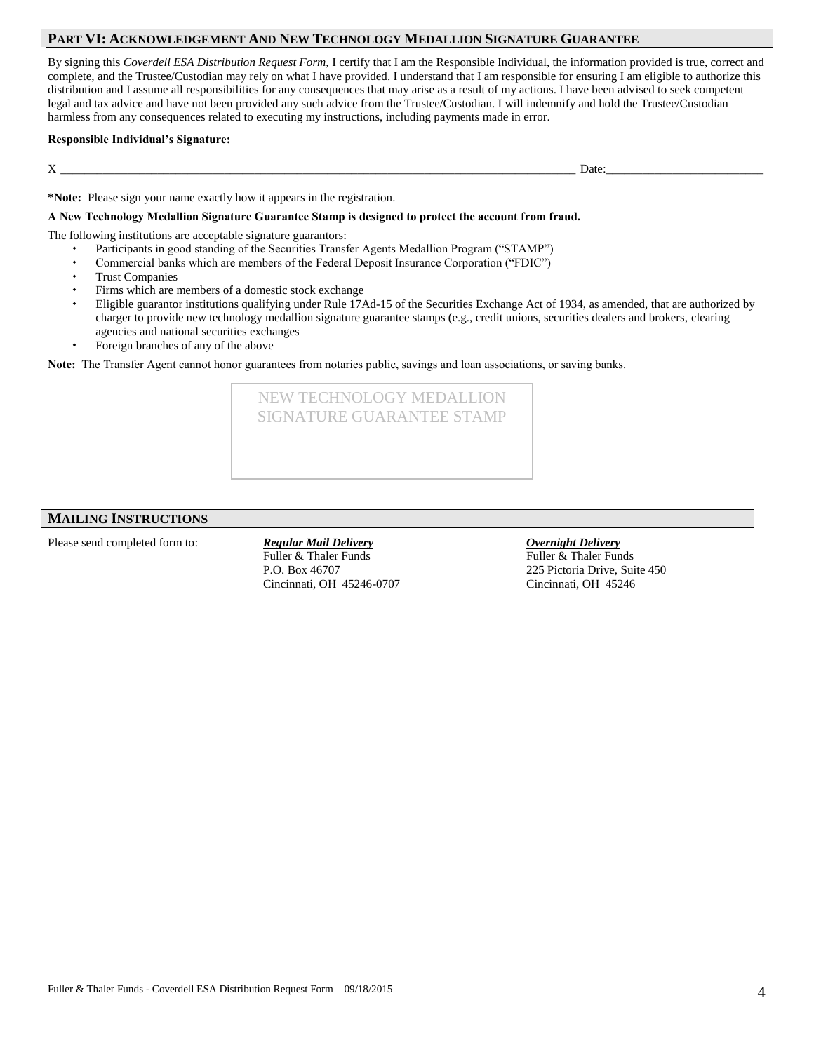## PART VI: ACKNOWLEDGEMENT AND NEW TECHNOLOGY MEDALLION SIGNATURE GUARANTEE

By signing this *Coverdell ESA Distribution Request Form,* I certify that I am the Responsible Individual, the information provided is true, correct and complete, and the Trustee/Custodian may rely on what I have provided. I understand that I am responsible for ensuring I am eligible to authorize this distribution and I assume all responsibilities for any consequences that may arise as a result of my actions. I have been advised to seek competent legal and tax advice and have not been provided any such advice from the Trustee/Custodian. I will indemnify and hold the Trustee/Custodian harmless from any consequences related to executing my instructions, including payments made in error.

**Responsible Individual's Signature:**

X ______________________________________________ Date:__________________________

**\*Note:** Please sign your name exactly how it appears in the registration.

**A New Technology Medallion Signature Guarantee Stamp is designed to protect the account from fraud.**

The following institutions are acceptable signature guarantors:

- Participants in good standing of the Securities Transfer Agents Medallion Program ("STAMP")
- Commercial banks which are members of the Federal Deposit Insurance Corporation ("FDIC")
- Trust Companies
- Firms which are members of a domestic stock exchange
- Eligible guarantor institutions qualifying under Rule 17Ad-15 of the Securities Exchange Act of 1934, as amended, that are authorized by charger to provide new technology medallion signature guarantee stamps (e.g., credit unions, securities dealers and brokers, clearing agencies and national securities exchanges
- Foreign branches of any of the above

**Note:** The Transfer Agent cannot honor guarantees from notaries public, savings and loan associations, or saving banks.

NEW TECHNOLOGY MEDALLION SIGNATURE GUARANTEE STAMP

## MAILING INSTRUCTIONS

Please send completed form to:

***Regular Mail Delivery***
Fuller & Thaler Funds
P.O. Box 46707
Cincinnati, OH 45246-0707

***Overnight Delivery***
Fuller & Thaler Funds
225 Pictoria Drive, Suite 450
Cincinnati, OH 45246